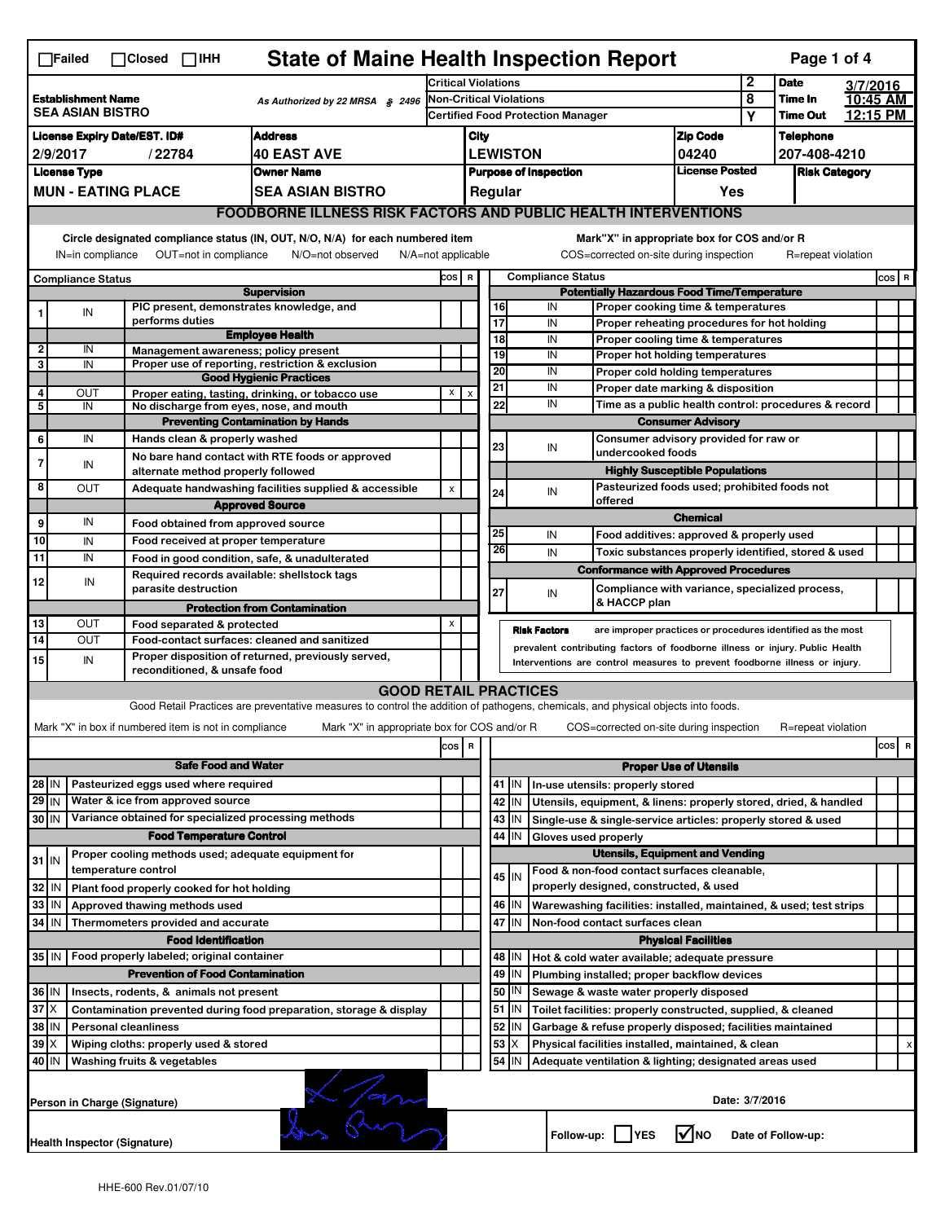# State of Maine Health Inspection Report

☐Failed ☐Closed ☐IHH

| Establishment Name | As Authorized by 22 MRSA § 2496 | Critical Violations | 2 | Date | 3/7/2016 |
|---|---|---|---|---|---|
| SEA ASIAN BISTRO | | Non-Critical Violations | 8 | Time In | 10:45 AM |
| | | Certified Food Protection Manager | Y | Time Out | 12:15 PM |

| License Expiry Date/EST. ID# | Address | City | Zip Code | Telephone |
|---|---|---|---|---|
| 2/9/2017 / 22784 | 40 EAST AVE | LEWISTON | 04240 | 207-408-4210 |

| License Type | Owner Name | Purpose of Inspection | License Posted | Risk Category |
|---|---|---|---|---|
| MUN - EATING PLACE | SEA ASIAN BISTRO | Regular | Yes | |

## FOODBORNE ILLNESS RISK FACTORS AND PUBLIC HEALTH INTERVENTIONS

Circle designated compliance status (IN, OUT, N/O, N/A) for each numbered item
IN=in compliance OUT=not in compliance N/O=not observed N/A=not applicable

Mark"X" in appropriate box for COS and/or R
COS=corrected on-site during inspection R=repeat violation

| # | Compliance Status | Item | COS | R |
|---|---|---|---|---|
| | | **Supervision** | | |
| 1 | IN | PIC present, demonstrates knowledge, and performs duties | | |
| | | **Employee Health** | | |
| 2 | IN | Management awareness; policy present | | |
| 3 | IN | Proper use of reporting, restriction & exclusion | | |
| | | **Good Hygienic Practices** | | |
| 4 | OUT | Proper eating, tasting, drinking, or tobacco use | X | X |
| 5 | IN | No discharge from eyes, nose, and mouth | | |
| | | **Preventing Contamination by Hands** | | |
| 6 | IN | Hands clean & properly washed | | |
| 7 | IN | No bare hand contact with RTE foods or approved alternate method properly followed | | |
| 8 | OUT | Adequate handwashing facilities supplied & accessible | X | |
| | | **Approved Source** | | |
| 9 | IN | Food obtained from approved source | | |
| 10 | IN | Food received at proper temperature | | |
| 11 | IN | Food in good condition, safe, & unadulterated | | |
| 12 | IN | Required records available: shellstock tags parasite destruction | | |
| | | **Protection from Contamination** | | |
| 13 | OUT | Food separated & protected | X | |
| 14 | OUT | Food-contact surfaces: cleaned and sanitized | | |
| 15 | IN | Proper disposition of returned, previously served, reconditioned, & unsafe food | | |
| | | **Potentially Hazardous Food Time/Temperature** | | |
| 16 | IN | Proper cooking time & temperatures | | |
| 17 | IN | Proper reheating procedures for hot holding | | |
| 18 | IN | Proper cooling time & temperatures | | |
| 19 | IN | Proper hot holding temperatures | | |
| 20 | IN | Proper cold holding temperatures | | |
| 21 | IN | Proper date marking & disposition | | |
| 22 | IN | Time as a public health control: procedures & record | | |
| | | **Consumer Advisory** | | |
| 23 | IN | Consumer advisory provided for raw or undercooked foods | | |
| | | **Highly Susceptible Populations** | | |
| 24 | IN | Pasteurized foods used; prohibited foods not offered | | |
| | | **Chemical** | | |
| 25 | IN | Food additives: approved & properly used | | |
| 26 | IN | Toxic substances properly identified, stored & used | | |
| | | **Conformance with Approved Procedures** | | |
| 27 | IN | Compliance with variance, specialized process, & HACCP plan | | |

**Risk Factors** are improper practices or procedures identified as the most prevalent contributing factors of foodborne illness or injury. Public Health Interventions are control measures to prevent foodborne illness or injury.

## GOOD RETAIL PRACTICES

Good Retail Practices are preventative measures to control the addition of pathogens, chemicals, and physical objects into foods.

Mark "X" in box if numbered item is not in compliance Mark "X" in appropriate box for COS and/or R COS=corrected on-site during inspection R=repeat violation

| # | Status | Item | COS | R |
|---|---|---|---|---|
| | | **Safe Food and Water** | | |
| 28 | IN | Pasteurized eggs used where required | | |
| 29 | IN | Water & ice from approved source | | |
| 30 | IN | Variance obtained for specialized processing methods | | |
| | | **Food Temperature Control** | | |
| 31 | IN | Proper cooling methods used; adequate equipment for temperature control | | |
| 32 | IN | Plant food properly cooked for hot holding | | |
| 33 | IN | Approved thawing methods used | | |
| 34 | IN | Thermometers provided and accurate | | |
| | | **Food Identification** | | |
| 35 | IN | Food properly labeled; original container | | |
| | | **Prevention of Food Contamination** | | |
| 36 | IN | Insects, rodents, & animals not present | | |
| 37 | X | Contamination prevented during food preparation, storage & display | | |
| 38 | IN | Personal cleanliness | | |
| 39 | X | Wiping cloths: properly used & stored | | |
| 40 | IN | Washing fruits & vegetables | | |
| | | **Proper Use of Utensils** | | |
| 41 | IN | In-use utensils: properly stored | | |
| 42 | IN | Utensils, equipment, & linens: properly stored, dried, & handled | | |
| 43 | IN | Single-use & single-service articles: properly stored & used | | |
| 44 | IN | Gloves used properly | | |
| | | **Utensils, Equipment and Vending** | | |
| 45 | IN | Food & non-food contact surfaces cleanable, properly designed, constructed, & used | | |
| 46 | IN | Warewashing facilities: installed, maintained, & used; test strips | | |
| 47 | IN | Non-food contact surfaces clean | | |
| | | **Physical Facilities** | | |
| 48 | IN | Hot & cold water available; adequate pressure | | |
| 49 | IN | Plumbing installed; proper backflow devices | | |
| 50 | IN | Sewage & waste water properly disposed | | |
| 51 | IN | Toilet facilities: properly constructed, supplied, & cleaned | | |
| 52 | IN | Garbage & refuse properly disposed; facilities maintained | | |
| 53 | X | Physical facilities installed, maintained, & clean | | X |
| 54 | IN | Adequate ventilation & lighting; designated areas used | | |

Person in Charge (Signature) Date: 3/7/2016

Health Inspector (Signature) Follow-up: ☐ YES ☑ NO Date of Follow-up:

HHE-600 Rev.01/07/10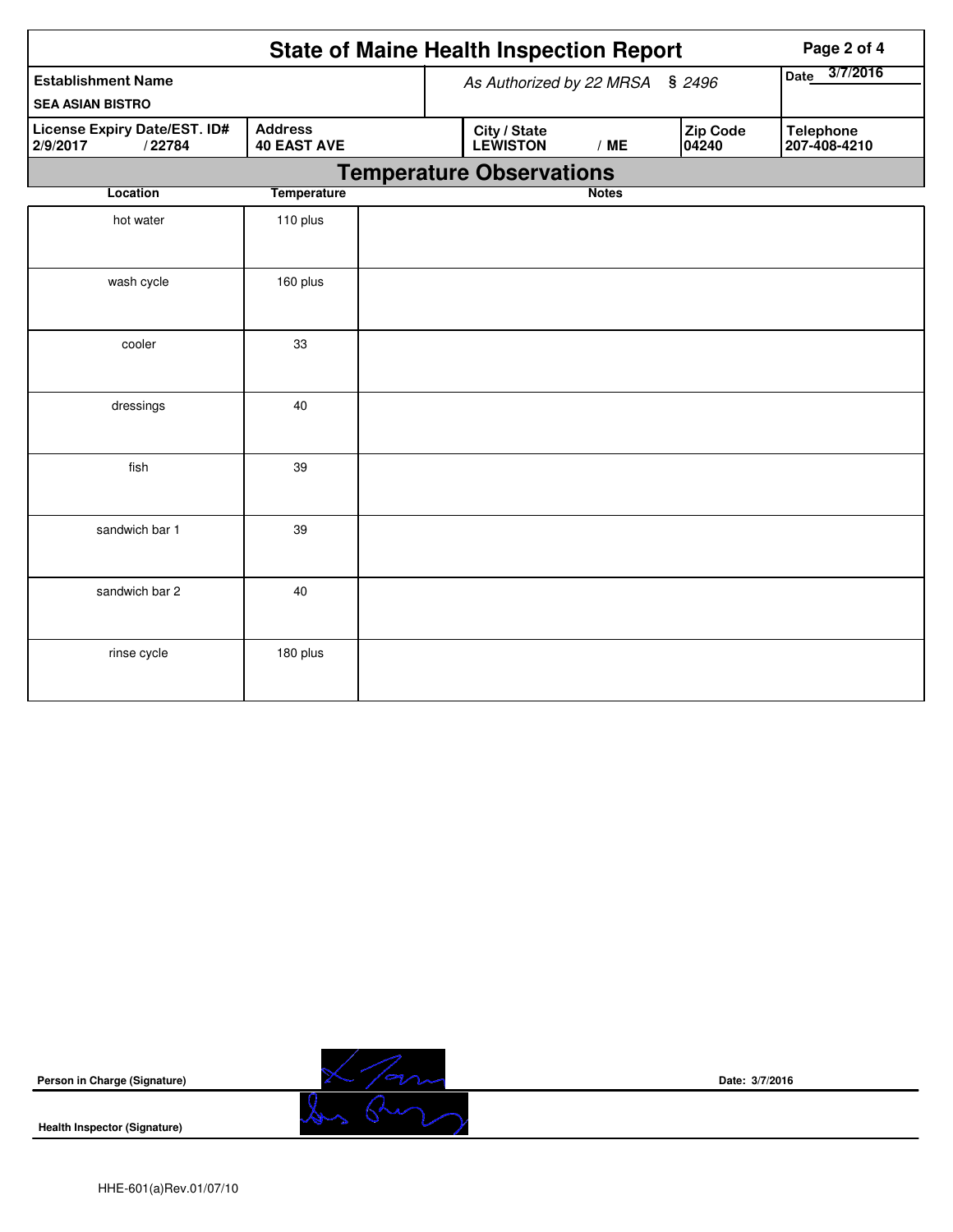# State of Maine Health Inspection Report

| Establishment Name | As Authorized by 22 MRSA § 2496 | | | Date 3/7/2016 |
|---|---|---|---|---|
| SEA ASIAN BISTRO | | | | |
| **License Expiry Date/EST. ID#** | **Address** | **City / State** | **Zip Code** | **Telephone** |
| 2/9/2017 / 22784 | 40 EAST AVE | LEWISTON / ME | 04240 | 207-408-4210 |

## Temperature Observations

| Location | Temperature | Notes |
|---|---|---|
| hot water | 110 plus | |
| wash cycle | 160 plus | |
| cooler | 33 | |
| dressings | 40 | |
| fish | 39 | |
| sandwich bar 1 | 39 | |
| sandwich bar 2 | 40 | |
| rinse cycle | 180 plus | |

**Person in Charge (Signature)** **Date: 3/7/2016**

**Health Inspector (Signature)**

HHE-601(a)Rev.01/07/10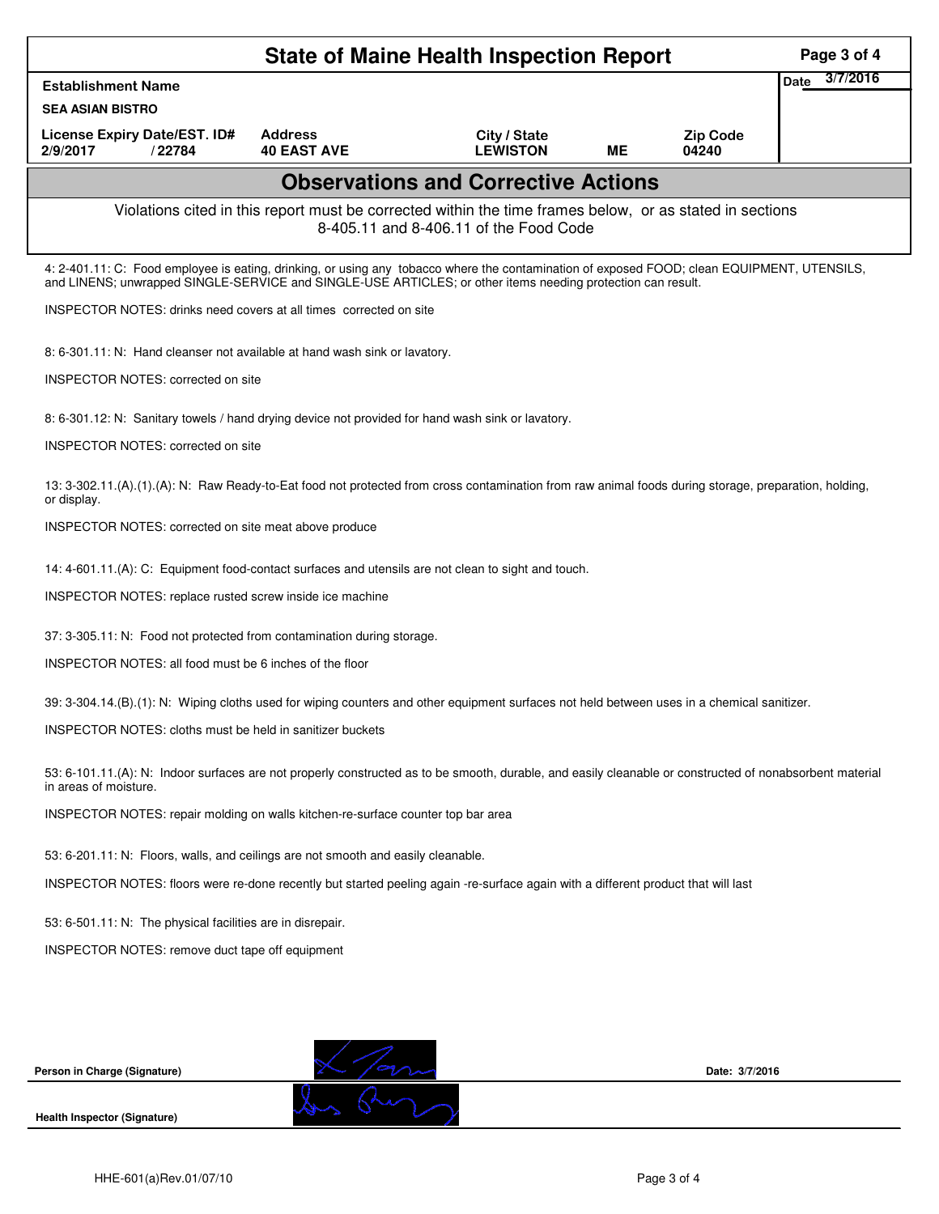# State of Maine Health Inspection Report

| Establishment Name | | | | | Date 3/7/2016 |
|---|---|---|---|---|---|
| SEA ASIAN BISTRO | | | | | |
| License Expiry Date/EST. ID# | Address | City / State | | Zip Code | |
| 2/9/2017 / 22784 | 40 EAST AVE | LEWISTON | ME | 04240 | |

## Observations and Corrective Actions

Violations cited in this report must be corrected within the time frames below, or as stated in sections 8-405.11 and 8-406.11 of the Food Code

4: 2-401.11: C: Food employee is eating, drinking, or using any tobacco where the contamination of exposed FOOD; clean EQUIPMENT, UTENSILS, and LINENS; unwrapped SINGLE-SERVICE and SINGLE-USE ARTICLES; or other items needing protection can result.

INSPECTOR NOTES: drinks need covers at all times corrected on site

8: 6-301.11: N: Hand cleanser not available at hand wash sink or lavatory.

INSPECTOR NOTES: corrected on site

8: 6-301.12: N: Sanitary towels / hand drying device not provided for hand wash sink or lavatory.

INSPECTOR NOTES: corrected on site

13: 3-302.11.(A).(1).(A): N: Raw Ready-to-Eat food not protected from cross contamination from raw animal foods during storage, preparation, holding, or display.

INSPECTOR NOTES: corrected on site meat above produce

14: 4-601.11.(A): C: Equipment food-contact surfaces and utensils are not clean to sight and touch.

INSPECTOR NOTES: replace rusted screw inside ice machine

37: 3-305.11: N: Food not protected from contamination during storage.

INSPECTOR NOTES: all food must be 6 inches of the floor

39: 3-304.14.(B).(1): N: Wiping cloths used for wiping counters and other equipment surfaces not held between uses in a chemical sanitizer.

INSPECTOR NOTES: cloths must be held in sanitizer buckets

53: 6-101.11.(A): N: Indoor surfaces are not properly constructed as to be smooth, durable, and easily cleanable or constructed of nonabsorbent material in areas of moisture.

INSPECTOR NOTES: repair molding on walls kitchen-re-surface counter top bar area

53: 6-201.11: N: Floors, walls, and ceilings are not smooth and easily cleanable.

INSPECTOR NOTES: floors were re-done recently but started peeling again -re-surface again with a different product that will last

53: 6-501.11: N: The physical facilities are in disrepair.

INSPECTOR NOTES: remove duct tape off equipment

**Person in Charge (Signature)** — Date: 3/7/2016

**Health Inspector (Signature)**

HHE-601(a)Rev.01/07/10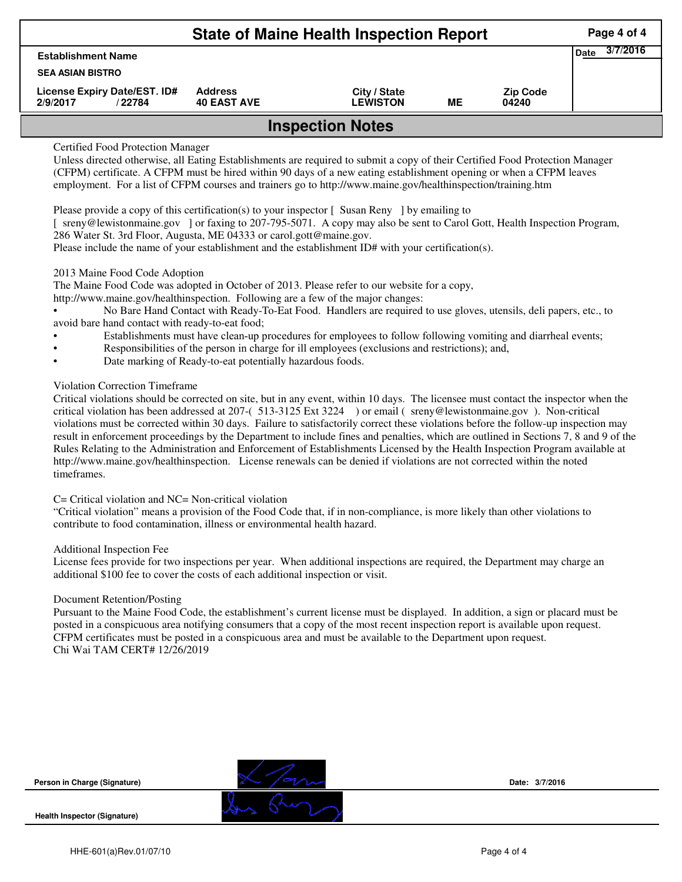# State of Maine Health Inspection Report

| Establishment Name | | | | | Date 3/7/2016 |
|---|---|---|---|---|---|
| SEA ASIAN BISTRO | | | | | |
| License Expiry Date/EST. ID# | Address | City / State | | Zip Code | |
| 2/9/2017 / 22784 | 40 EAST AVE | LEWISTON | ME | 04240 | |

## Inspection Notes

Certified Food Protection Manager

Unless directed otherwise, all Eating Establishments are required to submit a copy of their Certified Food Protection Manager (CFPM) certificate. A CFPM must be hired within 90 days of a new eating establishment opening or when a CFPM leaves employment. For a list of CFPM courses and trainers go to http://www.maine.gov/healthinspection/training.htm

Please provide a copy of this certification(s) to your inspector [ Susan Reny ] by emailing to [ sreny@lewistonmaine.gov ] or faxing to 207-795-5071. A copy may also be sent to Carol Gott, Health Inspection Program, 286 Water St. 3rd Floor, Augusta, ME 04333 or carol.gott@maine.gov.

Please include the name of your establishment and the establishment ID# with your certification(s).

2013 Maine Food Code Adoption

The Maine Food Code was adopted in October of 2013. Please refer to our website for a copy, http://www.maine.gov/healthinspection. Following are a few of the major changes:

- No Bare Hand Contact with Ready-To-Eat Food. Handlers are required to use gloves, utensils, deli papers, etc., to avoid bare hand contact with ready-to-eat food;
- Establishments must have clean-up procedures for employees to follow following vomiting and diarrheal events;
- Responsibilities of the person in charge for ill employees (exclusions and restrictions); and,
- Date marking of Ready-to-eat potentially hazardous foods.

Violation Correction Timeframe

Critical violations should be corrected on site, but in any event, within 10 days. The licensee must contact the inspector when the critical violation has been addressed at 207-( 513-3125 Ext 3224 ) or email ( sreny@lewistonmaine.gov ). Non-critical violations must be corrected within 30 days. Failure to satisfactorily correct these violations before the follow-up inspection may result in enforcement proceedings by the Department to include fines and penalties, which are outlined in Sections 7, 8 and 9 of the Rules Relating to the Administration and Enforcement of Establishments Licensed by the Health Inspection Program available at http://www.maine.gov/healthinspection. License renewals can be denied if violations are not corrected within the noted timeframes.

C= Critical violation and NC= Non-critical violation

"Critical violation" means a provision of the Food Code that, if in non-compliance, is more likely than other violations to contribute to food contamination, illness or environmental health hazard.

Additional Inspection Fee

License fees provide for two inspections per year. When additional inspections are required, the Department may charge an additional $100 fee to cover the costs of each additional inspection or visit.

Document Retention/Posting

Pursuant to the Maine Food Code, the establishment's current license must be displayed. In addition, a sign or placard must be posted in a conspicuous area notifying consumers that a copy of the most recent inspection report is available upon request. CFPM certificates must be posted in a conspicuous area and must be available to the Department upon request.

Chi Wai TAM CERT# 12/26/2019

Person in Charge (Signature) Date: 3/7/2016

Health Inspector (Signature)

HHE-601(a)Rev.01/07/10